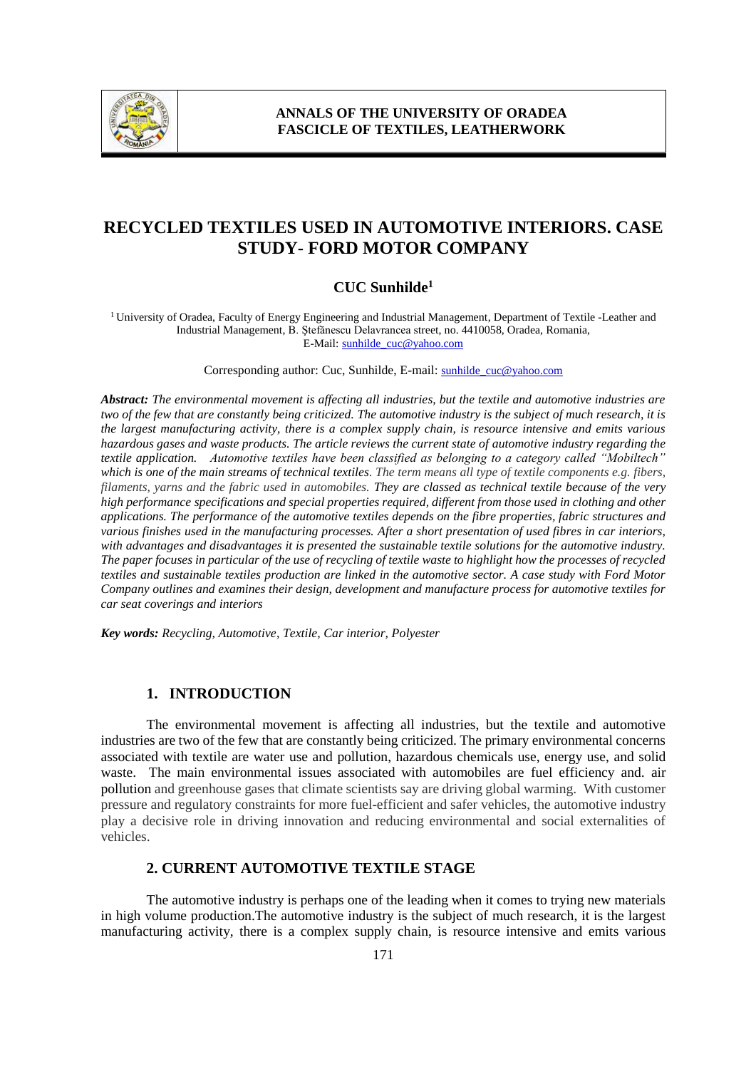# RECYCLED TEXTILES USED IN AUTOMOTIVE INTERIORS. CASE STUDY- FORD MOTOR COMPANY

**CUC Sunhilde[1]**

[1] University of Oradea, Faculty of Energy Engineering and Industrial Management, Department of Textile -Leather and Industrial Management, B. Ştefănescu Delavrancea street, no. 4410058, Oradea, Romania, E-Mail: sunhilde_cuc@yahoo.com

Corresponding author: Cuc, Sunhilde, E-mail: sunhilde_cuc@yahoo.com

***Abstract:*** *The environmental movement is affecting all industries, but the textile and automotive industries are two of the few that are constantly being criticized. The automotive industry is the subject of much research, it is the largest manufacturing activity, there is a complex supply chain, is resource intensive and emits various hazardous gases and waste products. The article reviews the current state of automotive industry regarding the textile application. Automotive textiles have been classified as belonging to a category called "Mobiltech" which is one of the main streams of technical textiles. The term means all type of textile components e.g. fibers, filaments, yarns and the fabric used in automobiles. They are classed as technical textile because of the very high performance specifications and special properties required, different from those used in clothing and other applications. The performance of the automotive textiles depends on the fibre properties, fabric structures and various finishes used in the manufacturing processes. After a short presentation of used fibres in car interiors, with advantages and disadvantages it is presented the sustainable textile solutions for the automotive industry. The paper focuses in particular of the use of recycling of textile waste to highlight how the processes of recycled textiles and sustainable textiles production are linked in the automotive sector. A case study with Ford Motor Company outlines and examines their design, development and manufacture process for automotive textiles for car seat coverings and interiors*

***Key words:*** *Recycling, Automotive, Textile, Car interior, Polyester*

## 1. INTRODUCTION

The environmental movement is affecting all industries, but the textile and automotive industries are two of the few that are constantly being criticized. The primary environmental concerns associated with textile are water use and pollution, hazardous chemicals use, energy use, and solid waste. The main environmental issues associated with automobiles are fuel efficiency and. air pollution and greenhouse gases that climate scientists say are driving global warming. With customer pressure and regulatory constraints for more fuel-efficient and safer vehicles, the automotive industry play a decisive role in driving innovation and reducing environmental and social externalities of vehicles.

## 2. CURRENT AUTOMOTIVE TEXTILE STAGE

The automotive industry is perhaps one of the leading when it comes to trying new materials in high volume production.The automotive industry is the subject of much research, it is the largest manufacturing activity, there is a complex supply chain, is resource intensive and emits various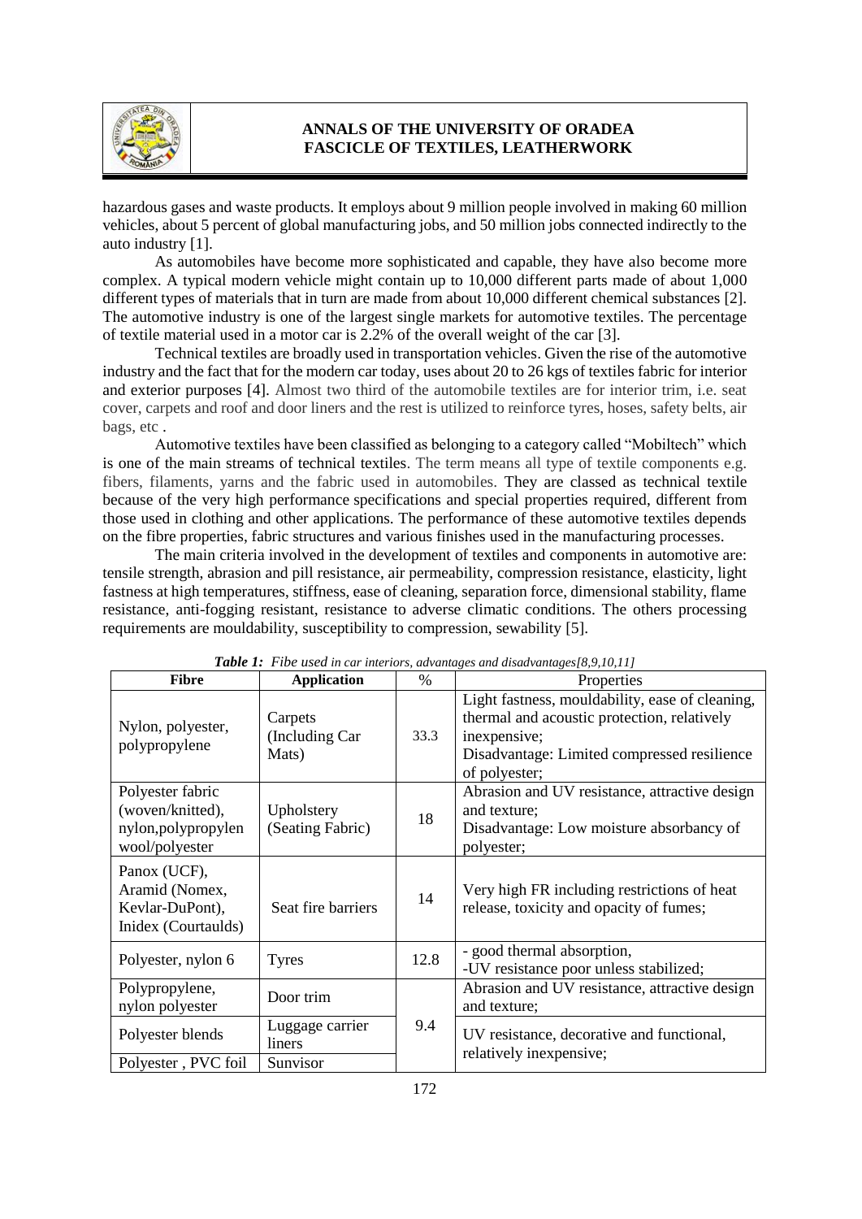hazardous gases and waste products. It employs about 9 million people involved in making 60 million vehicles, about 5 percent of global manufacturing jobs, and 50 million jobs connected indirectly to the auto industry [1].

As automobiles have become more sophisticated and capable, they have also become more complex. A typical modern vehicle might contain up to 10,000 different parts made of about 1,000 different types of materials that in turn are made from about 10,000 different chemical substances [2]. The automotive industry is one of the largest single markets for automotive textiles. The percentage of textile material used in a motor car is 2.2% of the overall weight of the car [3].

Technical textiles are broadly used in transportation vehicles. Given the rise of the automotive industry and the fact that for the modern car today, uses about 20 to 26 kgs of textiles fabric for interior and exterior purposes [4]. Almost two third of the automobile textiles are for interior trim, i.e. seat cover, carpets and roof and door liners and the rest is utilized to reinforce tyres, hoses, safety belts, air bags, etc .

Automotive textiles have been classified as belonging to a category called "Mobiltech" which is one of the main streams of technical textiles. The term means all type of textile components e.g. fibers, filaments, yarns and the fabric used in automobiles. They are classed as technical textile because of the very high performance specifications and special properties required, different from those used in clothing and other applications. The performance of these automotive textiles depends on the fibre properties, fabric structures and various finishes used in the manufacturing processes.

The main criteria involved in the development of textiles and components in automotive are: tensile strength, abrasion and pill resistance, air permeability, compression resistance, elasticity, light fastness at high temperatures, stiffness, ease of cleaning, separation force, dimensional stability, flame resistance, anti-fogging resistant, resistance to adverse climatic conditions. The others processing requirements are mouldability, susceptibility to compression, sewability [5].

***Table 1:*** *Fibe used in car interiors, advantages and disadvantages[8,9,10,11]*

| Fibre | Application | % | Properties |
|---|---|---|---|
| Nylon, polyester, polypropylene | Carpets (Including Car Mats) | 33.3 | Light fastness, mouldability, ease of cleaning, thermal and acoustic protection, relatively inexpensive; Disadvantage: Limited compressed resilience of polyester; |
| Polyester fabric (woven/knitted), nylon,polypropylen wool/polyester | Upholstery (Seating Fabric) | 18 | Abrasion and UV resistance, attractive design and texture; Disadvantage: Low moisture absorbancy of polyester; |
| Panox (UCF), Aramid (Nomex, Kevlar-DuPont), Inidex (Courtaulds) | Seat fire barriers | 14 | Very high FR including restrictions of heat release, toxicity and opacity of fumes; |
| Polyester, nylon 6 | Tyres | 12.8 | - good thermal absorption, -UV resistance poor unless stabilized; |
| Polypropylene, nylon polyester | Door trim | 9.4 | Abrasion and UV resistance, attractive design and texture; |
| Polyester blends | Luggage carrier liners | | UV resistance, decorative and functional, relatively inexpensive; |
| Polyester , PVC foil | Sunvisor | | |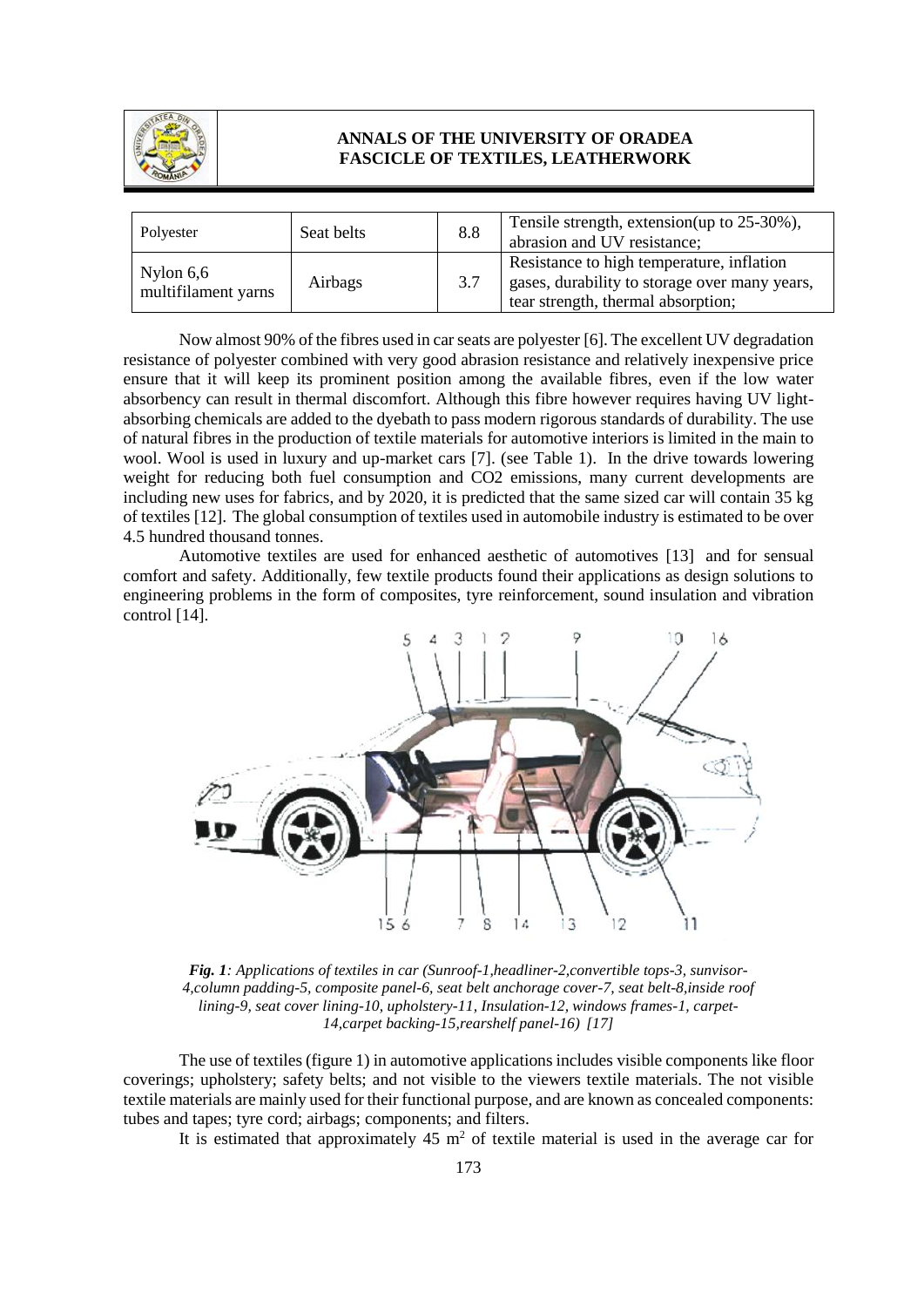| Polyester | Seat belts | 8.8 | Tensile strength, extension(up to 25-30%), abrasion and UV resistance; |
| --- | --- | --- | --- |
| Nylon 6,6 multifilament yarns | Airbags | 3.7 | Resistance to high temperature, inflation gases, durability to storage over many years, tear strength, thermal absorption; |

Now almost 90% of the fibres used in car seats are polyester [6]. The excellent UV degradation resistance of polyester combined with very good abrasion resistance and relatively inexpensive price ensure that it will keep its prominent position among the available fibres, even if the low water absorbency can result in thermal discomfort. Although this fibre however requires having UV light-absorbing chemicals are added to the dyebath to pass modern rigorous standards of durability. The use of natural fibres in the production of textile materials for automotive interiors is limited in the main to wool. Wool is used in luxury and up-market cars [7]. (see Table 1). In the drive towards lowering weight for reducing both fuel consumption and CO2 emissions, many current developments are including new uses for fabrics, and by 2020, it is predicted that the same sized car will contain 35 kg of textiles [12]. The global consumption of textiles used in automobile industry is estimated to be over 4.5 hundred thousand tonnes.

Automotive textiles are used for enhanced aesthetic of automotives [13] and for sensual comfort and safety. Additionally, few textile products found their applications as design solutions to engineering problems in the form of composites, tyre reinforcement, sound insulation and vibration control [14].

***Fig. 1**: Applications of textiles in car (Sunroof-1,headliner-2,convertible tops-3, sunvisor-4,column padding-5, composite panel-6, seat belt anchorage cover-7, seat belt-8,inside roof lining-9, seat cover lining-10, upholstery-11, Insulation-12, windows frames-1, carpet-14,carpet backing-15,rearshelf panel-16) [17]*

The use of textiles (figure 1) in automotive applications includes visible components like floor coverings; upholstery; safety belts; and not visible to the viewers textile materials. The not visible textile materials are mainly used for their functional purpose, and are known as concealed components: tubes and tapes; tyre cord; airbags; components; and filters.

It is estimated that approximately 45 m$^2$ of textile material is used in the average car for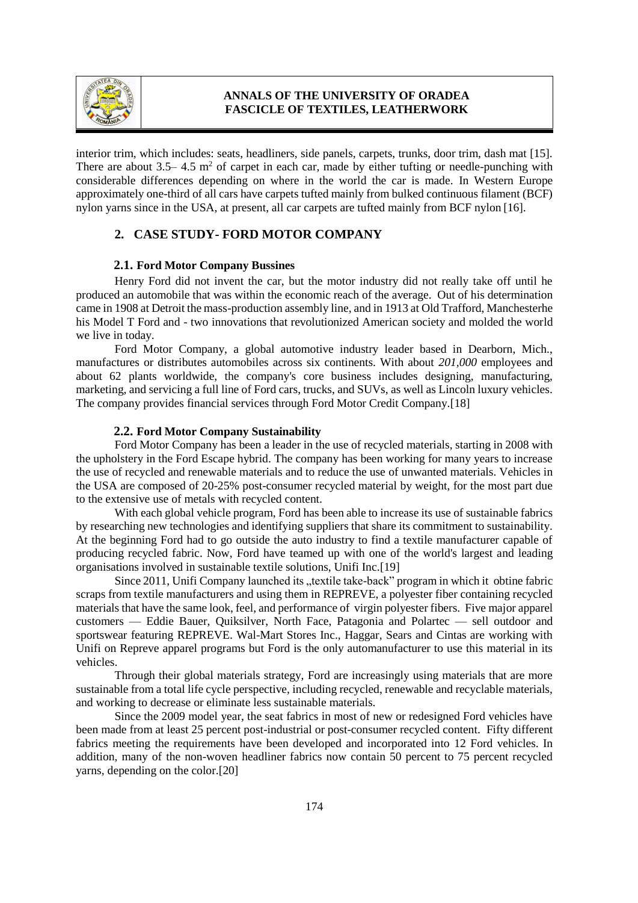interior trim, which includes: seats, headliners, side panels, carpets, trunks, door trim, dash mat [15]. There are about 3.5– 4.5 $m^2$ of carpet in each car, made by either tufting or needle-punching with considerable differences depending on where in the world the car is made. In Western Europe approximately one-third of all cars have carpets tufted mainly from bulked continuous filament (BCF) nylon yarns since in the USA, at present, all car carpets are tufted mainly from BCF nylon [16].

## 2. CASE STUDY- FORD MOTOR COMPANY

### 2.1. Ford Motor Company Bussines

Henry Ford did not invent the car, but the motor industry did not really take off until he produced an automobile that was within the economic reach of the average. Out of his determination came in 1908 at Detroit the mass-production assembly line, and in 1913 at Old Trafford, Manchesterhe his Model T Ford and - two innovations that revolutionized American society and molded the world we live in today.

Ford Motor Company, a global automotive industry leader based in Dearborn, Mich., manufactures or distributes automobiles across six continents. With about *201,000* employees and about 62 plants worldwide, the company's core business includes designing, manufacturing, marketing, and servicing a full line of Ford cars, trucks, and SUVs, as well as Lincoln luxury vehicles. The company provides financial services through Ford Motor Credit Company.[18]

### 2.2. Ford Motor Company Sustainability

Ford Motor Company has been a leader in the use of recycled materials, starting in 2008 with the upholstery in the Ford Escape hybrid. The company has been working for many years to increase the use of recycled and renewable materials and to reduce the use of unwanted materials. Vehicles in the USA are composed of 20-25% post-consumer recycled material by weight, for the most part due to the extensive use of metals with recycled content.

With each global vehicle program, Ford has been able to increase its use of sustainable fabrics by researching new technologies and identifying suppliers that share its commitment to sustainability. At the beginning Ford had to go outside the auto industry to find a textile manufacturer capable of producing recycled fabric. Now, Ford have teamed up with one of the world's largest and leading organisations involved in sustainable textile solutions, Unifi Inc.[19]

Since 2011, Unifi Company launched its „textile take-back" program in which it obtine fabric scraps from textile manufacturers and using them in REPREVE, a polyester fiber containing recycled materials that have the same look, feel, and performance of virgin polyester fibers. Five major apparel customers — Eddie Bauer, Quiksilver, North Face, Patagonia and Polartec — sell outdoor and sportswear featuring REPREVE. Wal-Mart Stores Inc., Haggar, Sears and Cintas are working with Unifi on Repreve apparel programs but Ford is the only automanufacturer to use this material in its vehicles.

Through their global materials strategy, Ford are increasingly using materials that are more sustainable from a total life cycle perspective, including recycled, renewable and recyclable materials, and working to decrease or eliminate less sustainable materials.

Since the 2009 model year, the seat fabrics in most of new or redesigned Ford vehicles have been made from at least 25 percent post-industrial or post-consumer recycled content. Fifty different fabrics meeting the requirements have been developed and incorporated into 12 Ford vehicles. In addition, many of the non-woven headliner fabrics now contain 50 percent to 75 percent recycled yarns, depending on the color.[20]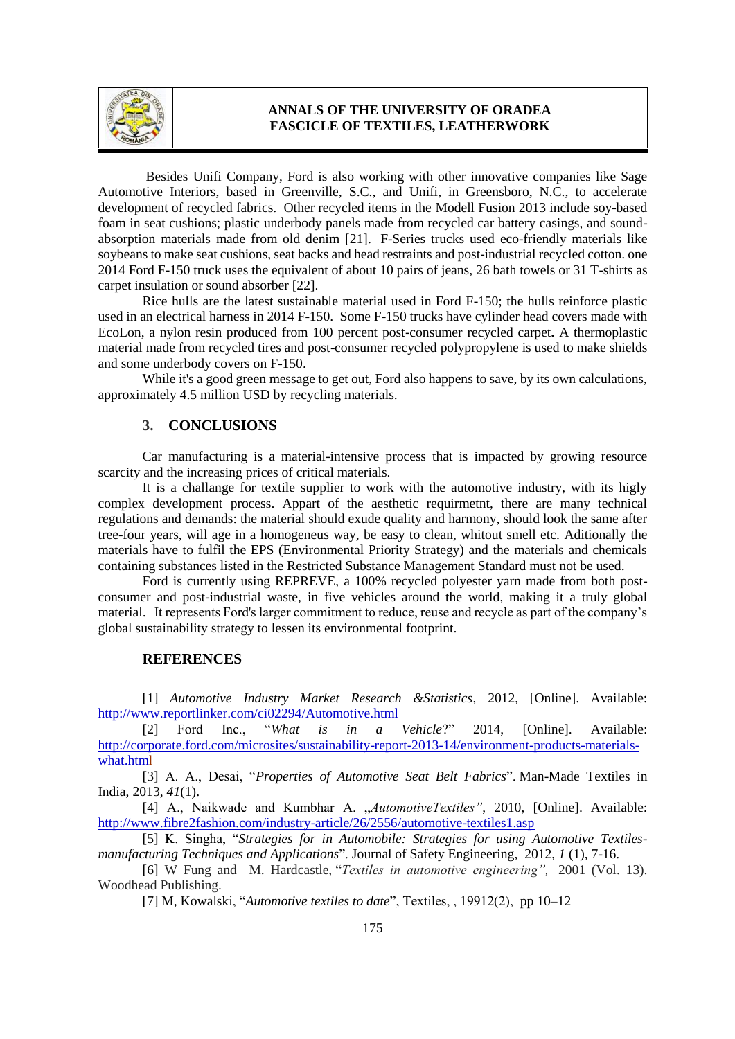Besides Unifi Company, Ford is also working with other innovative companies like Sage Automotive Interiors, based in Greenville, S.C., and Unifi, in Greensboro, N.C., to accelerate development of recycled fabrics. Other recycled items in the Modell Fusion 2013 include soy-based foam in seat cushions; plastic underbody panels made from recycled car battery casings, and sound-absorption materials made from old denim [21]. F-Series trucks used eco-friendly materials like soybeans to make seat cushions, seat backs and head restraints and post-industrial recycled cotton. one 2014 Ford F-150 truck uses the equivalent of about 10 pairs of jeans, 26 bath towels or 31 T-shirts as carpet insulation or sound absorber [22].

Rice hulls are the latest sustainable material used in Ford F-150; the hulls reinforce plastic used in an electrical harness in 2014 F-150. Some F-150 trucks have cylinder head covers made with EcoLon, a nylon resin produced from 100 percent post-consumer recycled carpet**.** A thermoplastic material made from recycled tires and post-consumer recycled polypropylene is used to make shields and some underbody covers on F-150.

While it's a good green message to get out, Ford also happens to save, by its own calculations, approximately 4.5 million USD by recycling materials.

## 3. CONCLUSIONS

Car manufacturing is a material-intensive process that is impacted by growing resource scarcity and the increasing prices of critical materials.

It is a challange for textile supplier to work with the automotive industry, with its higly complex development process. Appart of the aesthetic requirmetnt, there are many technical regulations and demands: the material should exude quality and harmony, should look the same after tree-four years, will age in a homogeneus way, be easy to clean, whitout smell etc. Aditionally the materials have to fulfil the EPS (Environmental Priority Strategy) and the materials and chemicals containing substances listed in the Restricted Substance Management Standard must not be used.

Ford is currently using REPREVE, a 100% recycled polyester yarn made from both post-consumer and post-industrial waste, in five vehicles around the world, making it a truly global material. It represents Ford's larger commitment to reduce, reuse and recycle as part of the company's global sustainability strategy to lessen its environmental footprint.

## REFERENCES

[1] *Automotive Industry Market Research &Statistics*, 2012, [Online]. Available: http://www.reportlinker.com/ci02294/Automotive.html

[2] Ford Inc., "*What is in a Vehicle*?" 2014, [Online]. Available: http://corporate.ford.com/microsites/sustainability-report-2013-14/environment-products-materials-what.html

[3] A. A., Desai, "*Properties of Automotive Seat Belt Fabrics*". Man-Made Textiles in India, 2013, *41*(1).

[4] A., Naikwade and Kumbhar A. „*AutomotiveTextiles"*, 2010, [Online]. Available: http://www.fibre2fashion.com/industry-article/26/2556/automotive-textiles1.asp

[5] K. Singha, "*Strategies for in Automobile: Strategies for using Automotive Textiles-manufacturing Techniques and Applications*". Journal of Safety Engineering, 2012, *1* (1), 7-16.

[6] W Fung and M. Hardcastle, "*Textiles in automotive engineering",* 2001 (Vol. 13). Woodhead Publishing.

[7] M, Kowalski, "*Automotive textiles to date*", Textiles, , 19912(2), pp 10–12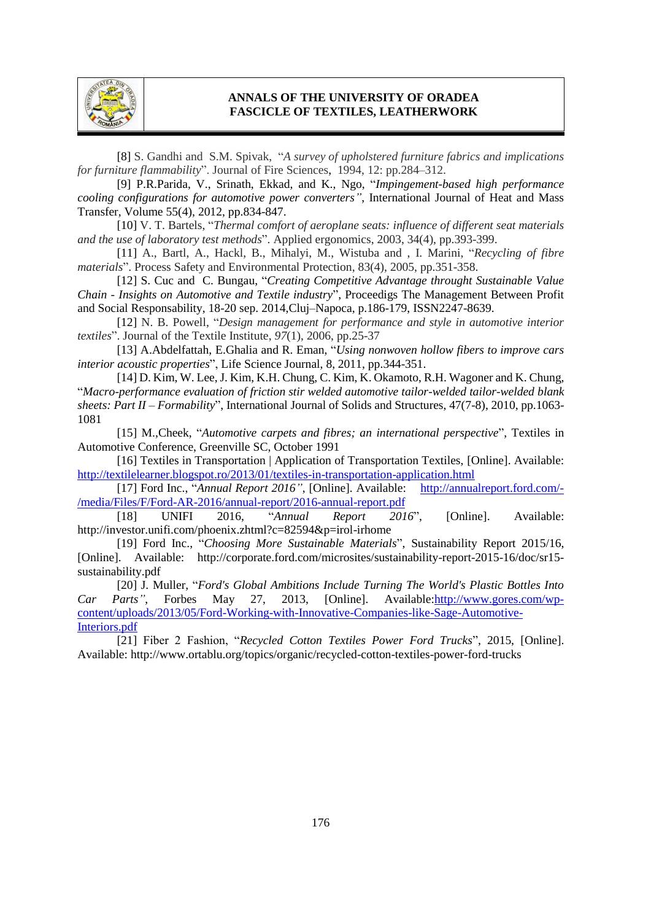[8] S. Gandhi and S.M. Spivak, "*A survey of upholstered furniture fabrics and implications for furniture flammability*". Journal of Fire Sciences, 1994, 12: pp.284–312.

[9] P.R.Parida, V., Srinath, Ekkad, and K., Ngo, "*Impingement-based high performance cooling configurations for automotive power converters"*, International Journal of Heat and Mass Transfer, Volume 55(4), 2012, pp.834-847.

[10] V. T. Bartels, "*Thermal comfort of aeroplane seats: influence of different seat materials and the use of laboratory test methods*". Applied ergonomics, 2003, 34(4), pp.393-399.

[11] A., Bartl, A., Hackl, B., Mihalyi, M., Wistuba and , I. Marini, "*Recycling of fibre materials*". Process Safety and Environmental Protection, 83(4), 2005, pp.351-358.

[12] S. Cuc and C. Bungau, "*Creating Competitive Advantage throught Sustainable Value Chain - Insights on Automotive and Textile industry*", Proceedigs The Management Between Profit and Social Responsability, 18-20 sep. 2014,Cluj–Napoca, p.186-179, ISSN2247-8639.

[12] N. B. Powell, "*Design management for performance and style in automotive interior textiles*". Journal of the Textile Institute, *97*(1), 2006, pp.25-37

[13] A.Abdelfattah, E.Ghalia and R. Eman, "*Using nonwoven hollow fibers to improve cars interior acoustic properties*", Life Science Journal, 8, 2011, pp.344-351.

[14] D. Kim, W. Lee, J. Kim, K.H. Chung, C. Kim, K. Okamoto, R.H. Wagoner and K. Chung, "*Macro-performance evaluation of friction stir welded automotive tailor-welded tailor-welded blank sheets: Part II – Formability*", International Journal of Solids and Structures, 47(7-8), 2010, pp.1063-1081

[15] M.,Cheek, "*Automotive carpets and fibres; an international perspective*", Textiles in Automotive Conference, Greenville SC, October 1991

[16] Textiles in Transportation | Application of Transportation Textiles, [Online]. Available: http://textilelearner.blogspot.ro/2013/01/textiles-in-transportation-application.html

[17] Ford Inc., "*Annual Report 2016"*, [Online]. Available: http://annualreport.ford.com/-/media/Files/F/Ford-AR-2016/annual-report/2016-annual-report.pdf

[18] UNIFI 2016, "*Annual Report 2016*", [Online]. Available: http://investor.unifi.com/phoenix.zhtml?c=82594&p=irol-irhome

[19] Ford Inc., "*Choosing More Sustainable Materials*", Sustainability Report 2015/16, [Online]. Available: http://corporate.ford.com/microsites/sustainability-report-2015-16/doc/sr15-sustainability.pdf

[20] J. Muller, "*Ford's Global Ambitions Include Turning The World's Plastic Bottles Into Car Parts"*, Forbes May 27, 2013, [Online]. Available:http://www.gores.com/wp-content/uploads/2013/05/Ford-Working-with-Innovative-Companies-like-Sage-Automotive-Interiors.pdf

[21] Fiber 2 Fashion, "*Recycled Cotton Textiles Power Ford Trucks*", 2015, [Online]. Available: http://www.ortablu.org/topics/organic/recycled-cotton-textiles-power-ford-trucks